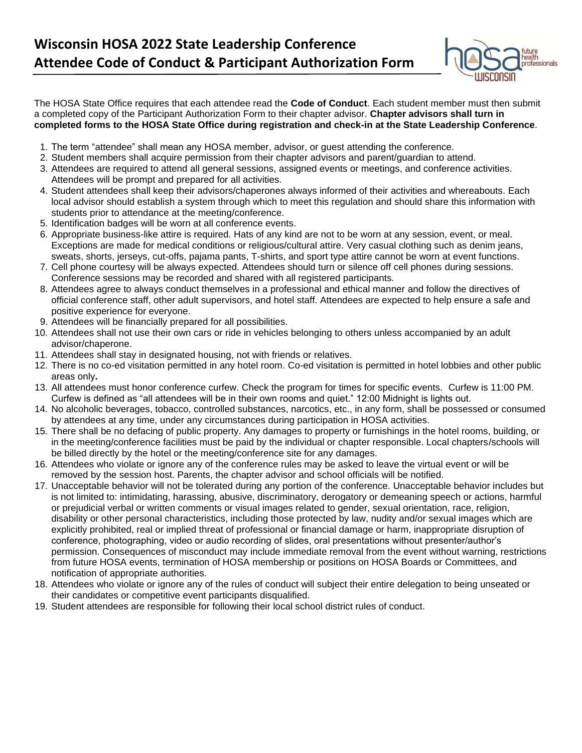# Wisconsin HOSA 2022 State Leadership Conference
# Attendee Code of Conduct & Participant Authorization Form

The HOSA State Office requires that each attendee read the **Code of Conduct**. Each student member must then submit a completed copy of the Participant Authorization Form to their chapter advisor. **Chapter advisors shall turn in completed forms to the HOSA State Office during registration and check-in at the State Leadership Conference**.

1. The term "attendee" shall mean any HOSA member, advisor, or guest attending the conference.
2. Student members shall acquire permission from their chapter advisors and parent/guardian to attend.
3. Attendees are required to attend all general sessions, assigned events or meetings, and conference activities. Attendees will be prompt and prepared for all activities.
4. Student attendees shall keep their advisors/chaperones always informed of their activities and whereabouts. Each local advisor should establish a system through which to meet this regulation and should share this information with students prior to attendance at the meeting/conference.
5. Identification badges will be worn at all conference events.
6. Appropriate business-like attire is required. Hats of any kind are not to be worn at any session, event, or meal. Exceptions are made for medical conditions or religious/cultural attire. Very casual clothing such as denim jeans, sweats, shorts, jerseys, cut-offs, pajama pants, T-shirts, and sport type attire cannot be worn at event functions.
7. Cell phone courtesy will be always expected. Attendees should turn or silence off cell phones during sessions. Conference sessions may be recorded and shared with all registered participants.
8. Attendees agree to always conduct themselves in a professional and ethical manner and follow the directives of official conference staff, other adult supervisors, and hotel staff. Attendees are expected to help ensure a safe and positive experience for everyone.
9. Attendees will be financially prepared for all possibilities.
10. Attendees shall not use their own cars or ride in vehicles belonging to others unless accompanied by an adult advisor/chaperone.
11. Attendees shall stay in designated housing, not with friends or relatives.
12. There is no co-ed visitation permitted in any hotel room. Co-ed visitation is permitted in hotel lobbies and other public areas only**.**
13. All attendees must honor conference curfew. Check the program for times for specific events. Curfew is 11:00 PM. Curfew is defined as "all attendees will be in their own rooms and quiet." 12:00 Midnight is lights out.
14. No alcoholic beverages, tobacco, controlled substances, narcotics, etc., in any form, shall be possessed or consumed by attendees at any time, under any circumstances during participation in HOSA activities.
15. There shall be no defacing of public property. Any damages to property or furnishings in the hotel rooms, building, or in the meeting/conference facilities must be paid by the individual or chapter responsible. Local chapters/schools will be billed directly by the hotel or the meeting/conference site for any damages.
16. Attendees who violate or ignore any of the conference rules may be asked to leave the virtual event or will be removed by the session host. Parents, the chapter advisor and school officials will be notified.
17. Unacceptable behavior will not be tolerated during any portion of the conference. Unacceptable behavior includes but is not limited to: intimidating, harassing, abusive, discriminatory, derogatory or demeaning speech or actions, harmful or prejudicial verbal or written comments or visual images related to gender, sexual orientation, race, religion, disability or other personal characteristics, including those protected by law, nudity and/or sexual images which are explicitly prohibited, real or implied threat of professional or financial damage or harm, inappropriate disruption of conference, photographing, video or audio recording of slides, oral presentations without presenter/author's permission. Consequences of misconduct may include immediate removal from the event without warning, restrictions from future HOSA events, termination of HOSA membership or positions on HOSA Boards or Committees, and notification of appropriate authorities.
18. Attendees who violate or ignore any of the rules of conduct will subject their entire delegation to being unseated or their candidates or competitive event participants disqualified.
19. Student attendees are responsible for following their local school district rules of conduct.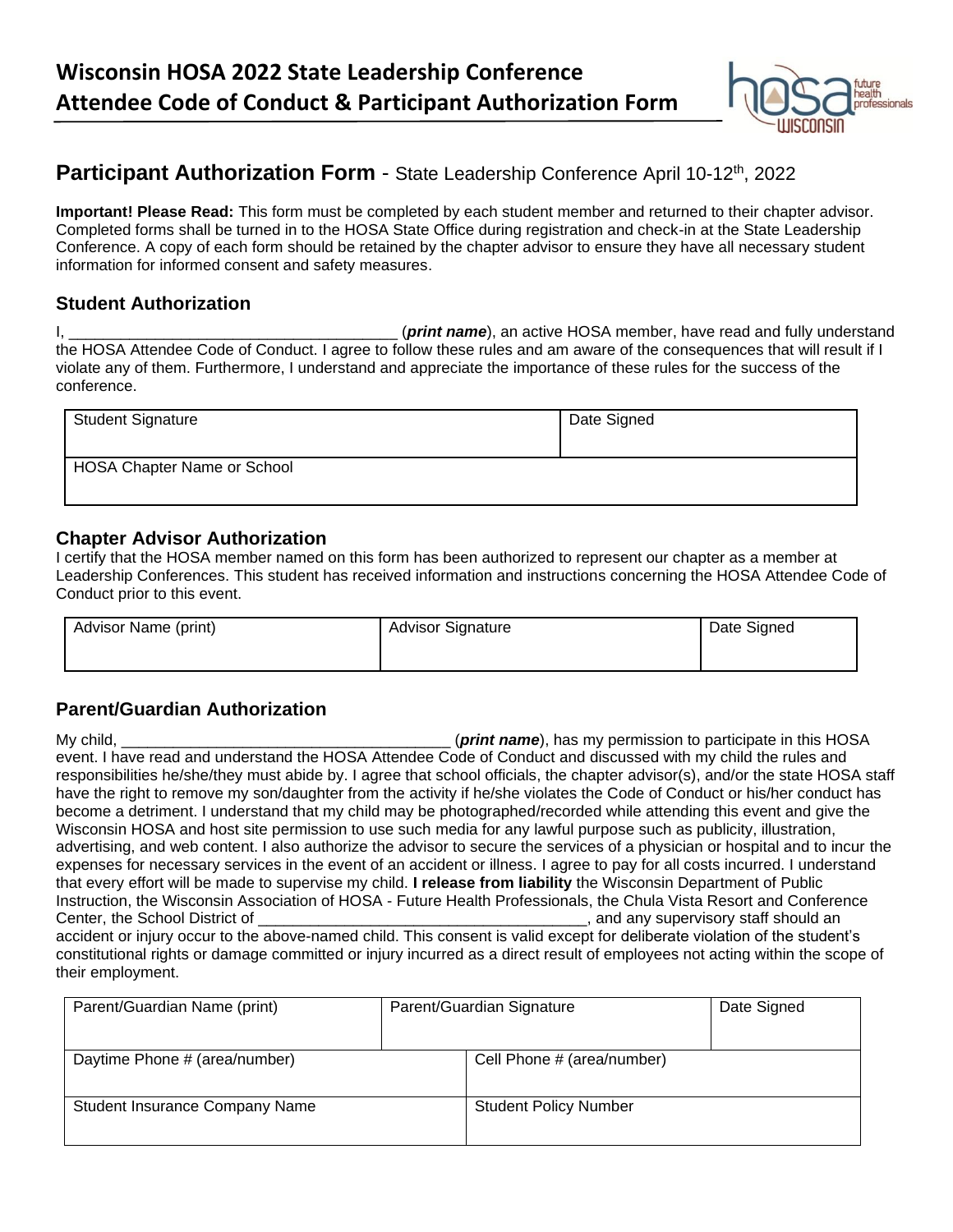# Wisconsin HOSA 2022 State Leadership Conference
# Attendee Code of Conduct & Participant Authorization Form

## Participant Authorization Form - State Leadership Conference April 10-12th, 2022

**Important! Please Read:** This form must be completed by each student member and returned to their chapter advisor. Completed forms shall be turned in to the HOSA State Office during registration and check-in at the State Leadership Conference. A copy of each form should be retained by the chapter advisor to ensure they have all necessary student information for informed consent and safety measures.

### Student Authorization

I, ______________________________________ (***print name***), an active HOSA member, have read and fully understand the HOSA Attendee Code of Conduct. I agree to follow these rules and am aware of the consequences that will result if I violate any of them. Furthermore, I understand and appreciate the importance of these rules for the success of the conference.

| | |
|---|---|
| Student Signature | Date Signed |
| HOSA Chapter Name or School | |

### Chapter Advisor Authorization

I certify that the HOSA member named on this form has been authorized to represent our chapter as a member at Leadership Conferences. This student has received information and instructions concerning the HOSA Attendee Code of Conduct prior to this event.

| | | |
|---|---|---|
| Advisor Name (print) | Advisor Signature | Date Signed |

### Parent/Guardian Authorization

My child, ______________________________________ (***print name***), has my permission to participate in this HOSA event. I have read and understand the HOSA Attendee Code of Conduct and discussed with my child the rules and responsibilities he/she/they must abide by. I agree that school officials, the chapter advisor(s), and/or the state HOSA staff have the right to remove my son/daughter from the activity if he/she violates the Code of Conduct or his/her conduct has become a detriment. I understand that my child may be photographed/recorded while attending this event and give the Wisconsin HOSA and host site permission to use such media for any lawful purpose such as publicity, illustration, advertising, and web content. I also authorize the advisor to secure the services of a physician or hospital and to incur the expenses for necessary services in the event of an accident or illness. I agree to pay for all costs incurred. I understand that every effort will be made to supervise my child. **I release from liability** the Wisconsin Department of Public Instruction, the Wisconsin Association of HOSA - Future Health Professionals, the Chula Vista Resort and Conference Center, the School District of ______________________________________, and any supervisory staff should an accident or injury occur to the above-named child. This consent is valid except for deliberate violation of the student's constitutional rights or damage committed or injury incurred as a direct result of employees not acting within the scope of their employment.

| | | |
|---|---|---|
| Parent/Guardian Name (print) | Parent/Guardian Signature | Date Signed |
| Daytime Phone # (area/number) | Cell Phone # (area/number) | |
| Student Insurance Company Name | Student Policy Number | |